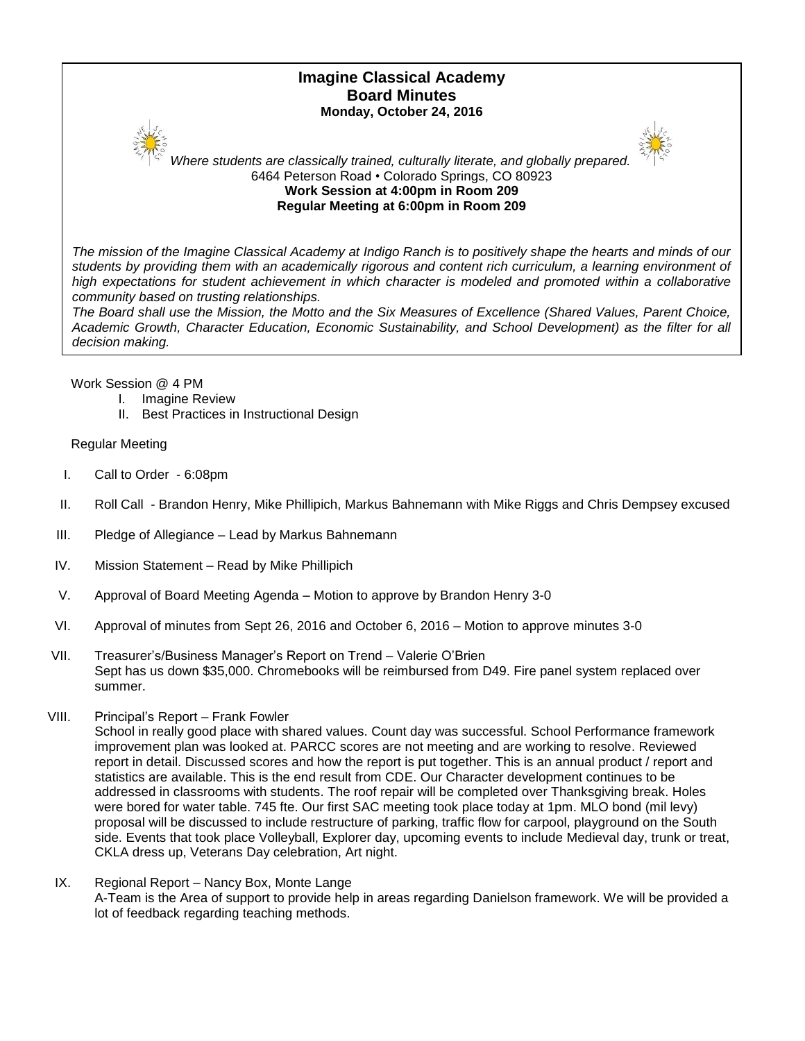# Imagine Classical Academy
## Board Minutes
**Monday, October 24, 2016**

*Where students are classically trained, culturally literate, and globally prepared.*
6464 Peterson Road • Colorado Springs, CO 80923
**Work Session at 4:00pm in Room 209**
**Regular Meeting at 6:00pm in Room 209**

*The mission of the Imagine Classical Academy at Indigo Ranch is to positively shape the hearts and minds of our students by providing them with an academically rigorous and content rich curriculum, a learning environment of high expectations for student achievement in which character is modeled and promoted within a collaborative community based on trusting relationships.*
*The Board shall use the Mission, the Motto and the Six Measures of Excellence (Shared Values, Parent Choice, Academic Growth, Character Education, Economic Sustainability, and School Development) as the filter for all decision making.*

Work Session @ 4 PM

I. Imagine Review
II. Best Practices in Instructional Design

Regular Meeting

I. Call to Order - 6:08pm

II. Roll Call - Brandon Henry, Mike Phillipich, Markus Bahnemann with Mike Riggs and Chris Dempsey excused

III. Pledge of Allegiance – Lead by Markus Bahnemann

IV. Mission Statement – Read by Mike Phillipich

V. Approval of Board Meeting Agenda – Motion to approve by Brandon Henry 3-0

VI. Approval of minutes from Sept 26, 2016 and October 6, 2016 – Motion to approve minutes 3-0

VII. Treasurer's/Business Manager's Report on Trend – Valerie O'Brien
Sept has us down $35,000. Chromebooks will be reimbursed from D49. Fire panel system replaced over summer.

VIII. Principal's Report – Frank Fowler
School in really good place with shared values. Count day was successful. School Performance framework improvement plan was looked at. PARCC scores are not meeting and are working to resolve. Reviewed report in detail. Discussed scores and how the report is put together. This is an annual product / report and statistics are available. This is the end result from CDE. Our Character development continues to be addressed in classrooms with students. The roof repair will be completed over Thanksgiving break. Holes were bored for water table. 745 fte. Our first SAC meeting took place today at 1pm. MLO bond (mil levy) proposal will be discussed to include restructure of parking, traffic flow for carpool, playground on the South side. Events that took place Volleyball, Explorer day, upcoming events to include Medieval day, trunk or treat, CKLA dress up, Veterans Day celebration, Art night.

IX. Regional Report – Nancy Box, Monte Lange
A-Team is the Area of support to provide help in areas regarding Danielson framework. We will be provided a lot of feedback regarding teaching methods.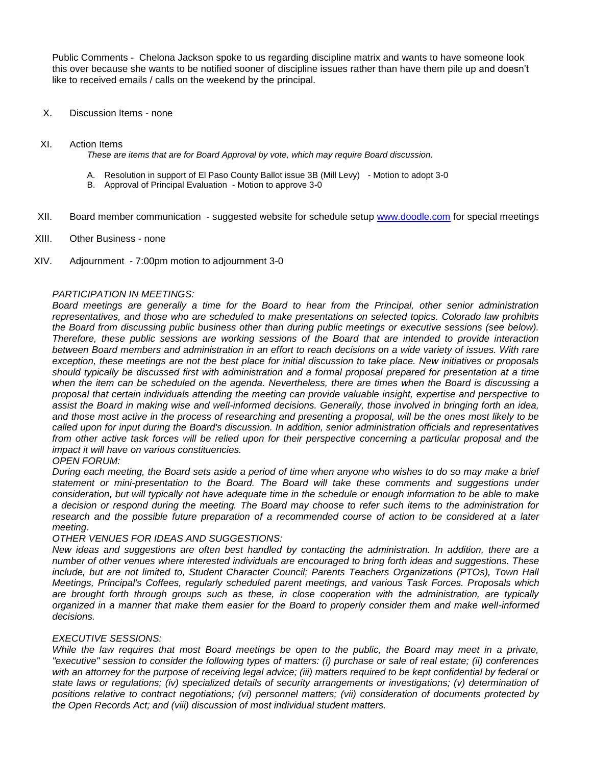Public Comments - Chelona Jackson spoke to us regarding discipline matrix and wants to have someone look this over because she wants to be notified sooner of discipline issues rather than have them pile up and doesn't like to received emails / calls on the weekend by the principal.

X. Discussion Items - none

XI. Action Items

*These are items that are for Board Approval by vote, which may require Board discussion.*

A. Resolution in support of El Paso County Ballot issue 3B (Mill Levy) - Motion to adopt 3-0
B. Approval of Principal Evaluation - Motion to approve 3-0

XII. Board member communication - suggested website for schedule setup www.doodle.com for special meetings

XIII. Other Business - none

XIV. Adjournment - 7:00pm motion to adjournment 3-0

*PARTICIPATION IN MEETINGS:*

*Board meetings are generally a time for the Board to hear from the Principal, other senior administration representatives, and those who are scheduled to make presentations on selected topics. Colorado law prohibits the Board from discussing public business other than during public meetings or executive sessions (see below). Therefore, these public sessions are working sessions of the Board that are intended to provide interaction between Board members and administration in an effort to reach decisions on a wide variety of issues. With rare exception, these meetings are not the best place for initial discussion to take place. New initiatives or proposals should typically be discussed first with administration and a formal proposal prepared for presentation at a time when the item can be scheduled on the agenda. Nevertheless, there are times when the Board is discussing a proposal that certain individuals attending the meeting can provide valuable insight, expertise and perspective to assist the Board in making wise and well-informed decisions. Generally, those involved in bringing forth an idea, and those most active in the process of researching and presenting a proposal, will be the ones most likely to be called upon for input during the Board's discussion. In addition, senior administration officials and representatives from other active task forces will be relied upon for their perspective concerning a particular proposal and the impact it will have on various constituencies.*

*OPEN FORUM:*

*During each meeting, the Board sets aside a period of time when anyone who wishes to do so may make a brief statement or mini-presentation to the Board. The Board will take these comments and suggestions under consideration, but will typically not have adequate time in the schedule or enough information to be able to make a decision or respond during the meeting. The Board may choose to refer such items to the administration for research and the possible future preparation of a recommended course of action to be considered at a later meeting.*

*OTHER VENUES FOR IDEAS AND SUGGESTIONS:*

*New ideas and suggestions are often best handled by contacting the administration. In addition, there are a number of other venues where interested individuals are encouraged to bring forth ideas and suggestions. These include, but are not limited to, Student Character Council; Parents Teachers Organizations (PTOs), Town Hall Meetings, Principal's Coffees, regularly scheduled parent meetings, and various Task Forces. Proposals which are brought forth through groups such as these, in close cooperation with the administration, are typically organized in a manner that make them easier for the Board to properly consider them and make well-informed decisions.*

*EXECUTIVE SESSIONS:*

*While the law requires that most Board meetings be open to the public, the Board may meet in a private, "executive" session to consider the following types of matters: (i) purchase or sale of real estate; (ii) conferences with an attorney for the purpose of receiving legal advice; (iii) matters required to be kept confidential by federal or state laws or regulations; (iv) specialized details of security arrangements or investigations; (v) determination of positions relative to contract negotiations; (vi) personnel matters; (vii) consideration of documents protected by the Open Records Act; and (viii) discussion of most individual student matters.*